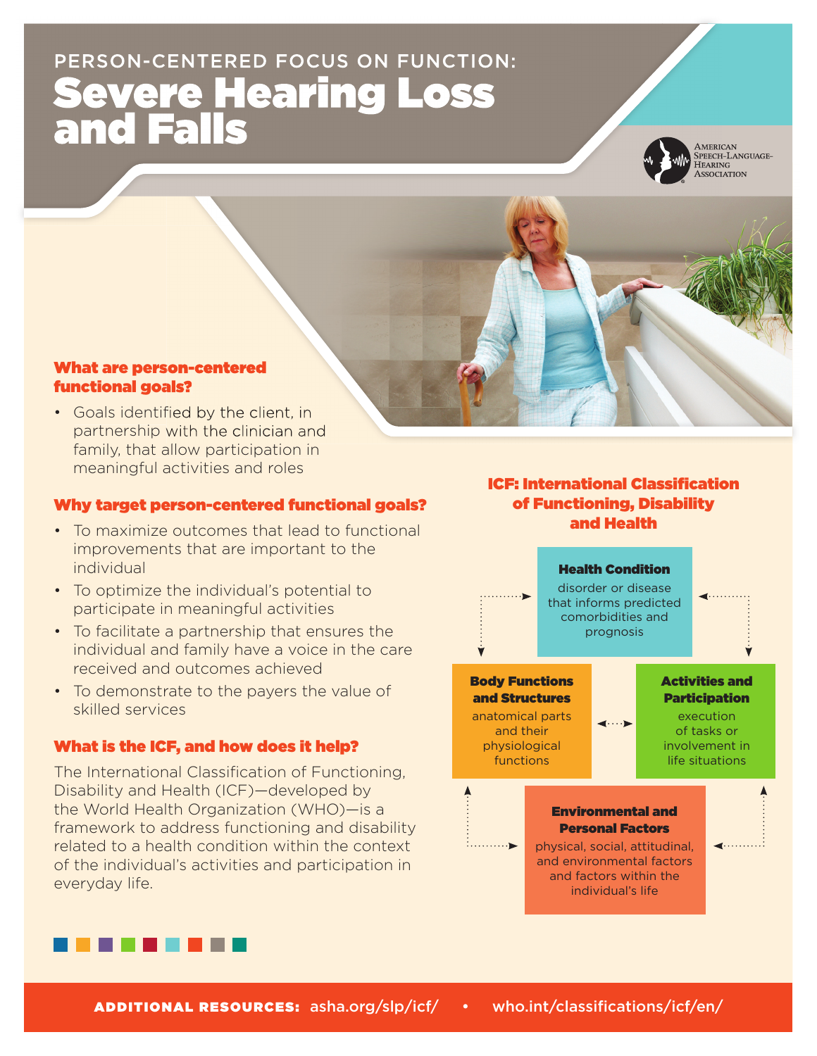PERSON-CENTERED FOCUS ON FUNCTION:

# Severe Hearing Loss and Falls

American Speech-Language-Hearing Association

### What are person-centered functional goals?

- Goals identified by the client, in partnership with the clinician and family, that allow participation in meaningful activities and roles

### Why target person-centered functional goals?

- To maximize outcomes that lead to functional improvements that are important to the individual
- To optimize the individual's potential to participate in meaningful activities
- To facilitate a partnership that ensures the individual and family have a voice in the care received and outcomes achieved
- To demonstrate to the payers the value of skilled services

### What is the ICF, and how does it help?

The International Classification of Functioning, Disability and Health (ICF)—developed by the World Health Organization (WHO)—is a framework to address functioning and disability related to a health condition within the context of the individual's activities and participation in everyday life.

### ICF: International Classification of Functioning, Disability and Health

**Health Condition**
disorder or disease that informs predicted comorbidities and prognosis

**Body Functions and Structures**
anatomical parts and their physiological functions

**Activities and Participation**
execution of tasks or involvement in life situations

**Environmental and Personal Factors**
physical, social, attitudinal, and environmental factors and factors within the individual's life

**ADDITIONAL RESOURCES:** asha.org/slp/icf/ • who.int/classifications/icf/en/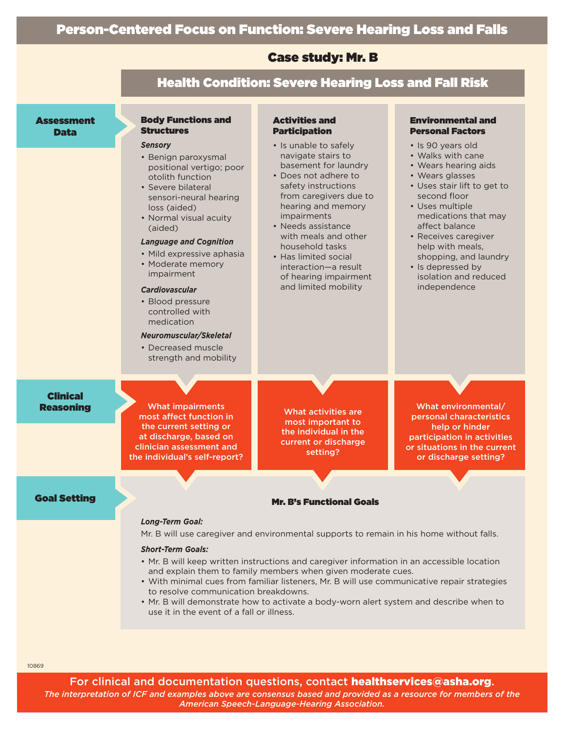# Person-Centered Focus on Function: Severe Hearing Loss and Falls

## Case study: Mr. B

### Health Condition: Severe Hearing Loss and Fall Risk

## Assessment Data

### Body Functions and Structures

*Sensory*

- Benign paroxysmal positional vertigo; poor otolith function
- Severe bilateral sensori-neural hearing loss (aided)
- Normal visual acuity (aided)

*Language and Cognition*

- Mild expressive aphasia
- Moderate memory impairment

*Cardiovascular*

- Blood pressure controlled with medication

*Neuromuscular/Skeletal*

- Decreased muscle strength and mobility

### Activities and Participation

- Is unable to safely navigate stairs to basement for laundry
- Does not adhere to safety instructions from caregivers due to hearing and memory impairments
- Needs assistance with meals and other household tasks
- Has limited social interaction—a result of hearing impairment and limited mobility

### Environmental and Personal Factors

- Is 90 years old
- Walks with cane
- Wears hearing aids
- Wears glasses
- Uses stair lift to get to second floor
- Uses multiple medications that may affect balance
- Receives caregiver help with meals, shopping, and laundry
- Is depressed by isolation and reduced independence

## Clinical Reasoning

**What impairments most affect function in the current setting or at discharge, based on clinician assessment and the individual's self-report?**

**What activities are most important to the individual in the current or discharge setting?**

**What environmental/personal characteristics help or hinder participation in activities or situations in the current or discharge setting?**

## Goal Setting

### Mr. B's Functional Goals

*Long-Term Goal:*

Mr. B will use caregiver and environmental supports to remain in his home without falls.

*Short-Term Goals:*

- Mr. B will keep written instructions and caregiver information in an accessible location and explain them to family members when given moderate cues.
- With minimal cues from familiar listeners, Mr. B will use communicative repair strategies to resolve communication breakdowns.
- Mr. B will demonstrate how to activate a body-worn alert system and describe when to use it in the event of a fall or illness.

10869

For clinical and documentation questions, contact **healthservices@asha.org**.

*The interpretation of ICF and examples above are consensus based and provided as a resource for members of the American Speech-Language-Hearing Association.*